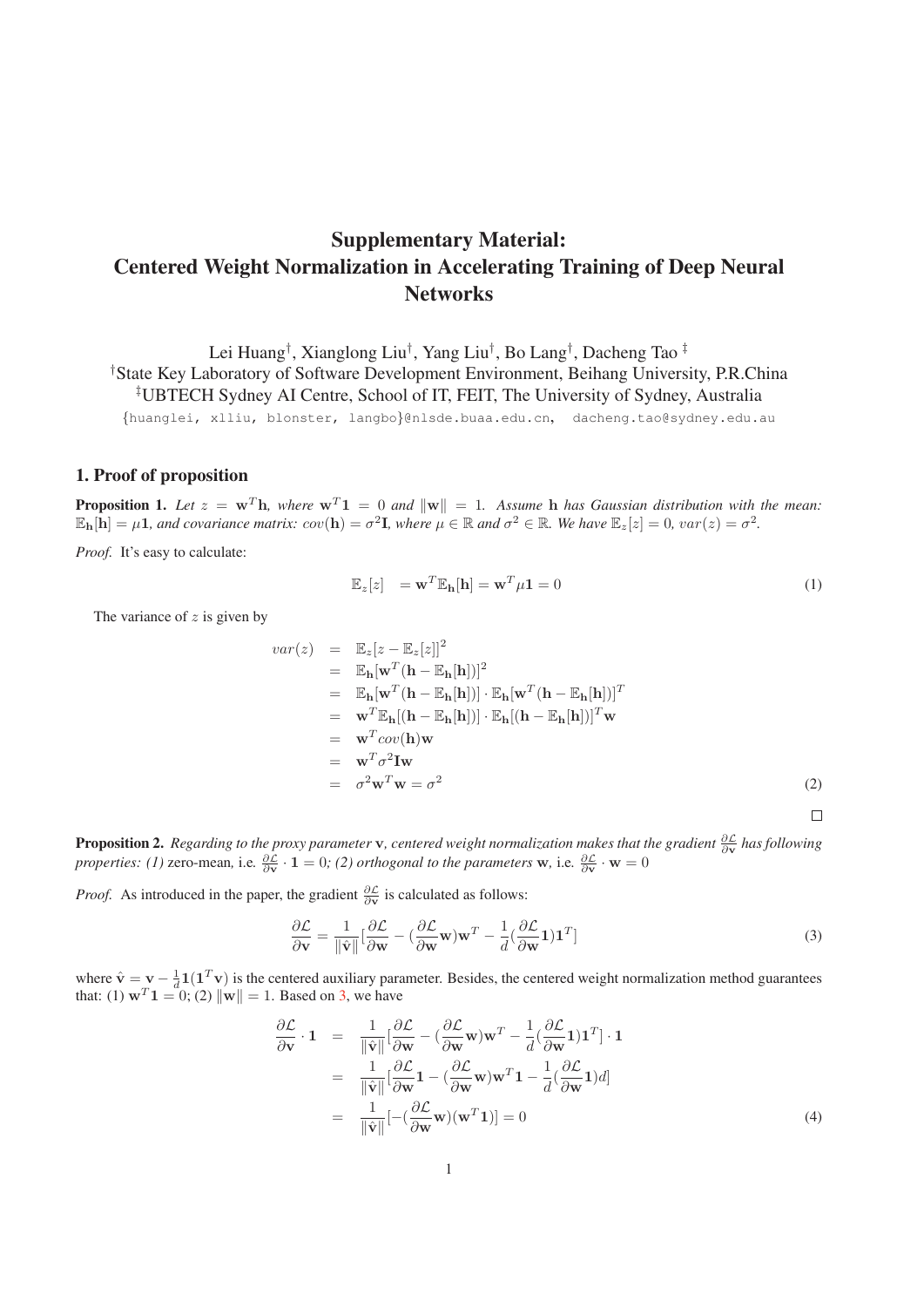# Supplementary Material: Centered Weight Normalization in Accelerating Training of Deep Neural Networks

Lei Huang[†], Xianglong Liu[†], Yang Liu[†], Bo Lang[†], Dacheng Tao [‡]

[†]State Key Laboratory of Software Development Environment, Beihang University, P.R.China

[‡]UBTECH Sydney AI Centre, School of IT, FEIT, The University of Sydney, Australia

{huanglei, xlliu, blonster, langbo}@nlsde.buaa.edu.cn, dacheng.tao@sydney.edu.au

## 1. Proof of proposition

**Proposition 1.** *Let $z = \mathbf{w}^T\mathbf{h}$, where $\mathbf{w}^T\mathbf{1} = 0$ and $\|\mathbf{w}\| = 1$. Assume $\mathbf{h}$ has Gaussian distribution with the mean: $\mathbb{E}_{\mathbf{h}}[\mathbf{h}] = \mu\mathbf{1}$, and covariance matrix: $cov(\mathbf{h}) = \sigma^2\mathbf{I}$, where $\mu \in \mathbb{R}$ and $\sigma^2 \in \mathbb{R}$. We have $\mathbb{E}_z[z] = 0$, $var(z) = \sigma^2$.*

*Proof.* It's easy to calculate:

$$\mathbb{E}_z[z] \quad = \mathbf{w}^T\mathbb{E}_{\mathbf{h}}[\mathbf{h}] = \mathbf{w}^T\mu\mathbf{1} = 0 \tag{1}$$

The variance of $z$ is given by

$$\begin{aligned}
var(z) &= \mathbb{E}_z[z - \mathbb{E}_z[z]]^2 \\
&= \mathbb{E}_{\mathbf{h}}[\mathbf{w}^T(\mathbf{h} - \mathbb{E}_{\mathbf{h}}[\mathbf{h}])]^2 \\
&= \mathbb{E}_{\mathbf{h}}[\mathbf{w}^T(\mathbf{h} - \mathbb{E}_{\mathbf{h}}[\mathbf{h}])] \cdot \mathbb{E}_{\mathbf{h}}[\mathbf{w}^T(\mathbf{h} - \mathbb{E}_{\mathbf{h}}[\mathbf{h}])]^T \\
&= \mathbf{w}^T\mathbb{E}_{\mathbf{h}}[(\mathbf{h} - \mathbb{E}_{\mathbf{h}}[\mathbf{h}])] \cdot \mathbb{E}_{\mathbf{h}}[(\mathbf{h} - \mathbb{E}_{\mathbf{h}}[\mathbf{h}])]^T\mathbf{w} \\
&= \mathbf{w}^T cov(\mathbf{h})\mathbf{w} \\
&= \mathbf{w}^T\sigma^2\mathbf{I}\mathbf{w} \\
&= \sigma^2\mathbf{w}^T\mathbf{w} = \sigma^2
\end{aligned} \tag{2}$$

□

**Proposition 2.** *Regarding to the proxy parameter $\mathbf{v}$, centered weight normalization makes that the gradient $\frac{\partial\mathcal{L}}{\partial\mathbf{v}}$ has following properties: (1)* zero-mean*, i.e. $\frac{\partial\mathcal{L}}{\partial\mathbf{v}} \cdot \mathbf{1} = 0$; (2) orthogonal to the parameters $\mathbf{w}$, i.e. $\frac{\partial\mathcal{L}}{\partial\mathbf{v}} \cdot \mathbf{w} = 0$*

*Proof.* As introduced in the paper, the gradient $\frac{\partial\mathcal{L}}{\partial\mathbf{v}}$ is calculated as follows:

$$\frac{\partial\mathcal{L}}{\partial\mathbf{v}} = \frac{1}{\|\hat{\mathbf{v}}\|}[\frac{\partial\mathcal{L}}{\partial\mathbf{w}} - (\frac{\partial\mathcal{L}}{\partial\mathbf{w}}\mathbf{w})\mathbf{w}^T - \frac{1}{d}(\frac{\partial\mathcal{L}}{\partial\mathbf{w}}\mathbf{1})\mathbf{1}^T] \tag{3}$$

where $\hat{\mathbf{v}} = \mathbf{v} - \frac{1}{d}\mathbf{1}(\mathbf{1}^T\mathbf{v})$ is the centered auxiliary parameter. Besides, the centered weight normalization method guarantees that: (1) $\mathbf{w}^T\mathbf{1} = 0$; (2) $\|\mathbf{w}\| = 1$. Based on 3, we have

$$\begin{aligned}
\frac{\partial\mathcal{L}}{\partial\mathbf{v}} \cdot \mathbf{1} &= \frac{1}{\|\hat{\mathbf{v}}\|}[\frac{\partial\mathcal{L}}{\partial\mathbf{w}} - (\frac{\partial\mathcal{L}}{\partial\mathbf{w}}\mathbf{w})\mathbf{w}^T - \frac{1}{d}(\frac{\partial\mathcal{L}}{\partial\mathbf{w}}\mathbf{1})\mathbf{1}^T] \cdot \mathbf{1} \\
&= \frac{1}{\|\hat{\mathbf{v}}\|}[\frac{\partial\mathcal{L}}{\partial\mathbf{w}}\mathbf{1} - (\frac{\partial\mathcal{L}}{\partial\mathbf{w}}\mathbf{w})\mathbf{w}^T\mathbf{1} - \frac{1}{d}(\frac{\partial\mathcal{L}}{\partial\mathbf{w}}\mathbf{1})d] \\
&= \frac{1}{\|\hat{\mathbf{v}}\|}[-(\frac{\partial\mathcal{L}}{\partial\mathbf{w}}\mathbf{w})(\mathbf{w}^T\mathbf{1})] = 0
\end{aligned} \tag{4}$$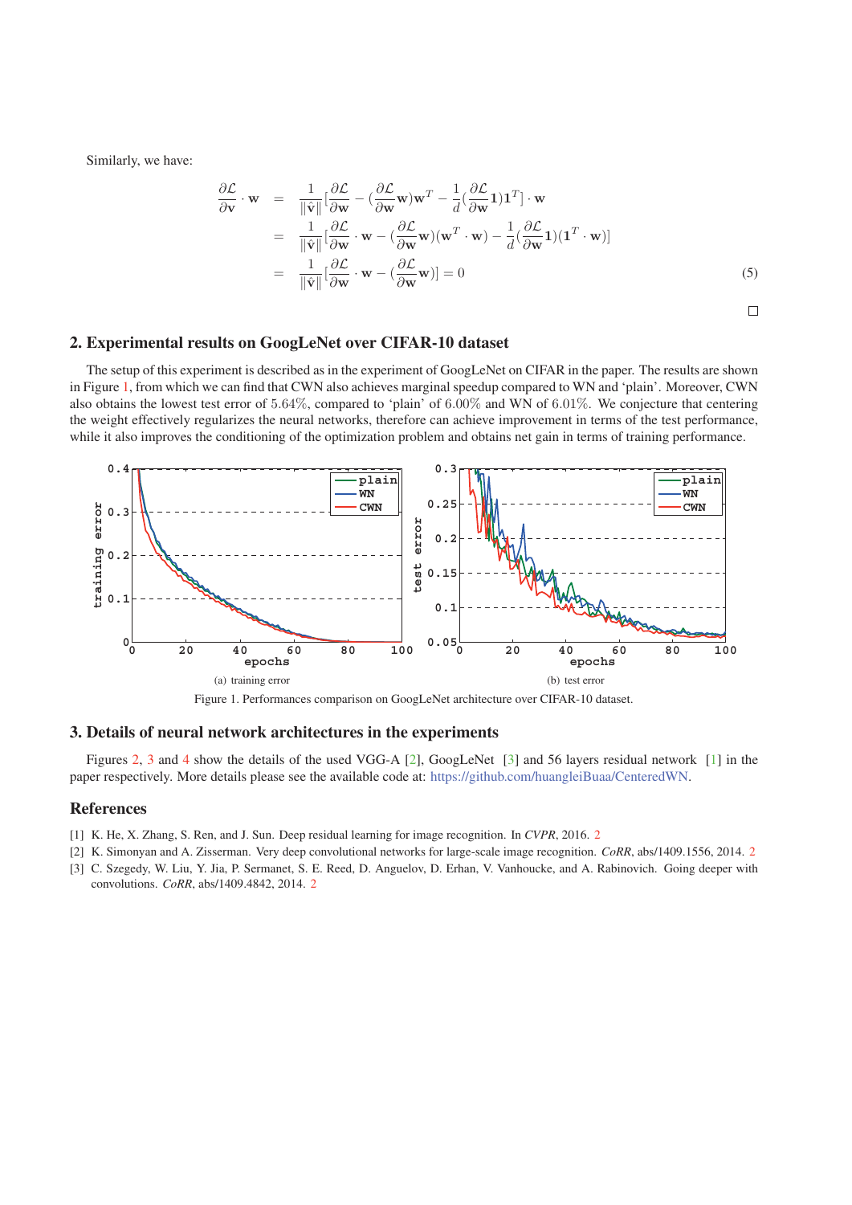Similarly, we have:

$$
\begin{aligned}
\frac{\partial \mathcal{L}}{\partial \mathbf{v}} \cdot \mathbf{w} &= \frac{1}{\|\hat{\mathbf{v}}\|}[\frac{\partial \mathcal{L}}{\partial \mathbf{w}} - (\frac{\partial \mathcal{L}}{\partial \mathbf{w}}\mathbf{w})\mathbf{w}^T - \frac{1}{d}(\frac{\partial \mathcal{L}}{\partial \mathbf{w}}\mathbf{1})\mathbf{1}^T] \cdot \mathbf{w} \\
&= \frac{1}{\|\hat{\mathbf{v}}\|}[\frac{\partial \mathcal{L}}{\partial \mathbf{w}} \cdot \mathbf{w} - (\frac{\partial \mathcal{L}}{\partial \mathbf{w}}\mathbf{w})(\mathbf{w}^T \cdot \mathbf{w}) - \frac{1}{d}(\frac{\partial \mathcal{L}}{\partial \mathbf{w}}\mathbf{1})(\mathbf{1}^T \cdot \mathbf{w})] \\
&= \frac{1}{\|\hat{\mathbf{v}}\|}[\frac{\partial \mathcal{L}}{\partial \mathbf{w}} \cdot \mathbf{w} - (\frac{\partial \mathcal{L}}{\partial \mathbf{w}}\mathbf{w})] = 0
\end{aligned} \tag{5}
$$

□

## 2. Experimental results on GoogLeNet over CIFAR-10 dataset

The setup of this experiment is described as in the experiment of GoogLeNet on CIFAR in the paper. The results are shown in Figure 1, from which we can find that CWN also achieves marginal speedup compared to WN and 'plain'. Moreover, CWN also obtains the lowest test error of $5.64\%$, compared to 'plain' of $6.00\%$ and WN of $6.01\%$. We conjecture that centering the weight effectively regularizes the neural networks, therefore can achieve improvement in terms of the test performance, while it also improves the conditioning of the optimization problem and obtains net gain in terms of training performance.

(a) training error

(b) test error

Figure 1. Performances comparison on GoogLeNet architecture over CIFAR-10 dataset.

## 3. Details of neural network architectures in the experiments

Figures 2, 3 and 4 show the details of the used VGG-A [2], GoogLeNet [3] and 56 layers residual network [1] in the paper respectively. More details please see the available code at: https://github.com/huangleiBuaa/CenteredWN.

## References

[1] K. He, X. Zhang, S. Ren, and J. Sun. Deep residual learning for image recognition. In *CVPR*, 2016. 2

[2] K. Simonyan and A. Zisserman. Very deep convolutional networks for large-scale image recognition. *CoRR*, abs/1409.1556, 2014. 2

[3] C. Szegedy, W. Liu, Y. Jia, P. Sermanet, S. E. Reed, D. Anguelov, D. Erhan, V. Vanhoucke, and A. Rabinovich. Going deeper with convolutions. *CoRR*, abs/1409.4842, 2014. 2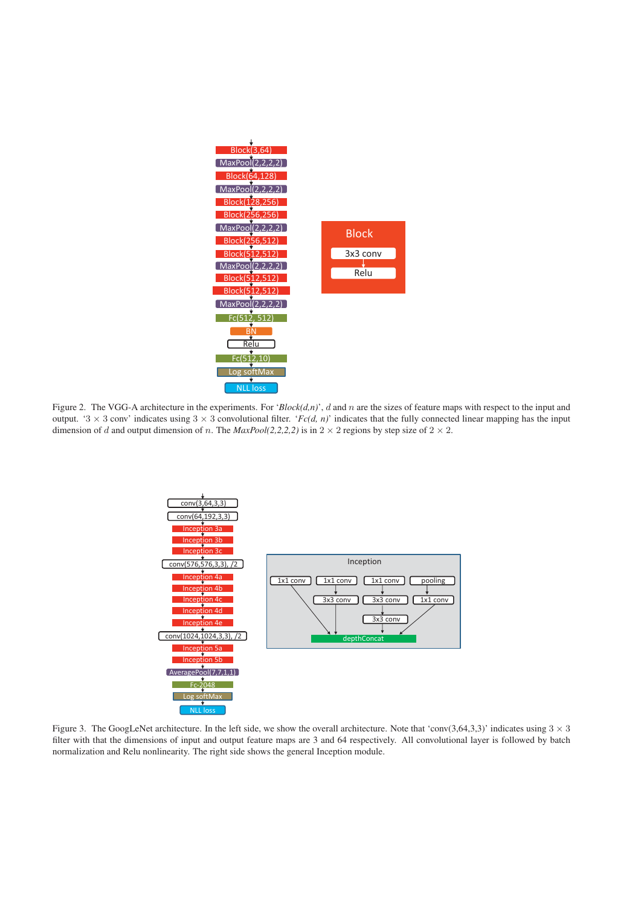Figure 2. The VGG-A architecture in the experiments. For '*Block(d,n)*', $d$ and $n$ are the sizes of feature maps with respect to the input and output. '$3 \times 3$ conv' indicates using $3 \times 3$ convolutional filter. '*Fc(d, n)*' indicates that the fully connected linear mapping has the input dimension of $d$ and output dimension of $n$. The *MaxPool(2,2,2,2)* is in $2 \times 2$ regions by step size of $2 \times 2$.

Figure 3. The GoogLeNet architecture. In the left side, we show the overall architecture. Note that 'conv(3,64,3,3)' indicates using $3 \times 3$ filter with that the dimensions of input and output feature maps are 3 and 64 respectively. All convolutional layer is followed by batch normalization and Relu nonlinearity. The right side shows the general Inception module.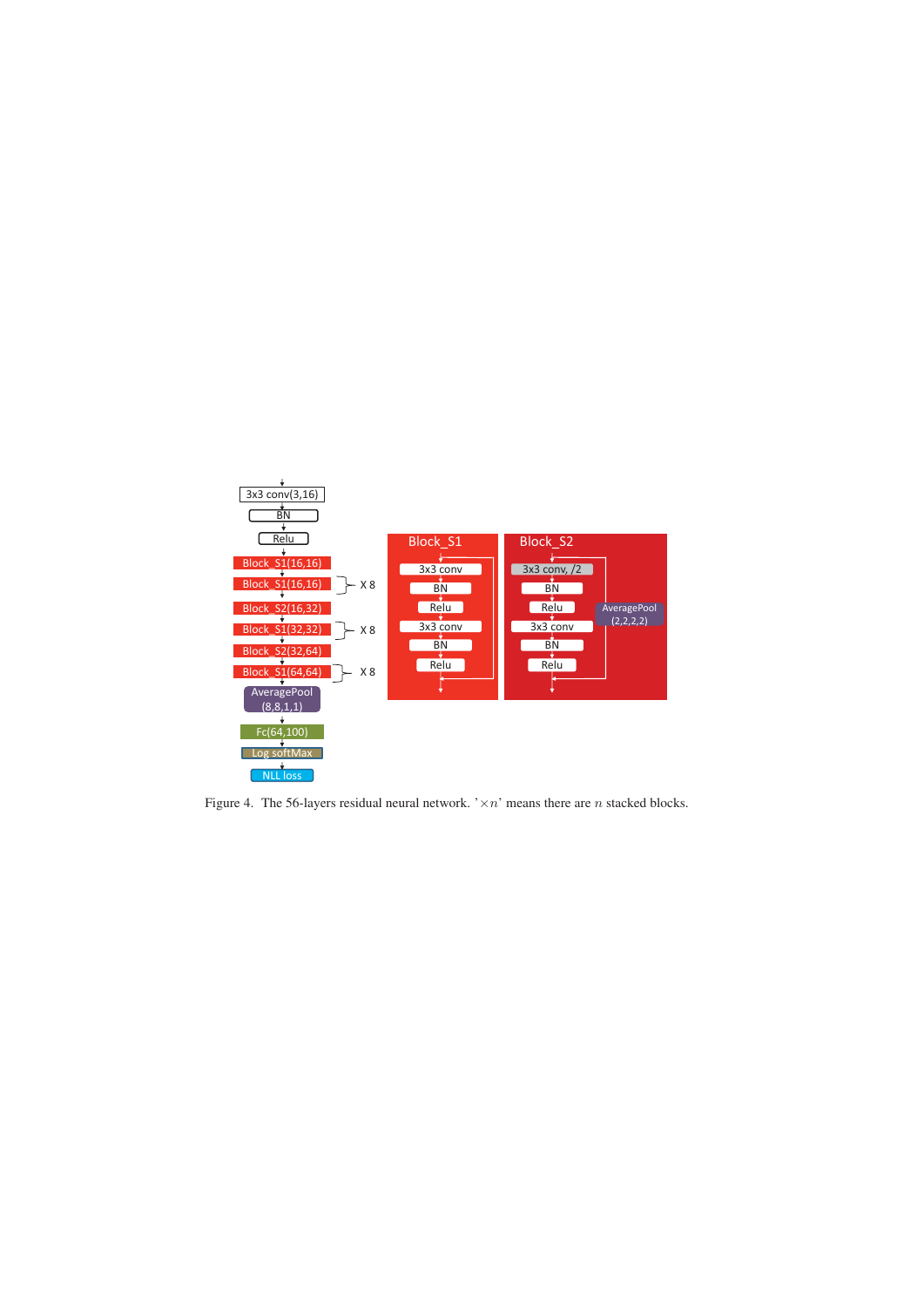3x3 conv(3,16)

BN

Relu

Block_S1(16,16)

Block_S1(16,16)

X 8

Block_S2(16,32)

Block_S1(32,32)

X 8

Block_S2(32,64)

Block_S1(64,64)

X 8

AveragePool (8,8,1,1)

Fc(64,100)

Log softMax

NLL loss

Block_S1

3x3 conv

BN

Relu

3x3 conv

BN

Relu

Block_S2

3x3 conv, /2

BN

Relu

3x3 conv

BN

Relu

AveragePool (2,2,2,2)

Figure 4. The 56-layers residual neural network. '$\times n$' means there are $n$ stacked blocks.